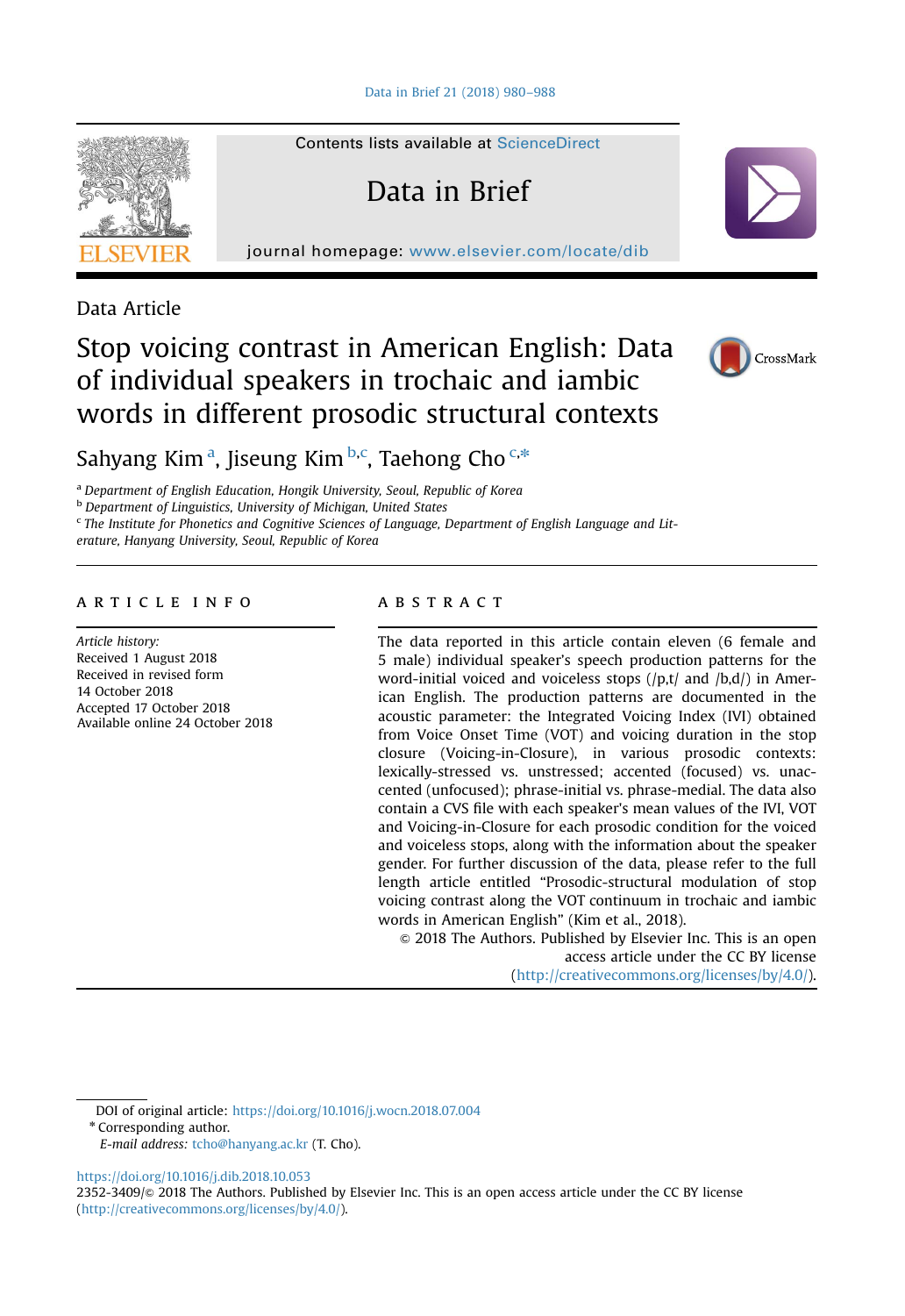Data Article

# Stop voicing contrast in American English: Data of individual speakers in trochaic and iambic words in different prosodic structural contexts

Sahyang Kim[a], Jiseung Kim[b,c], Taehong Cho[c,*]

[a] *Department of English Education, Hongik University, Seoul, Republic of Korea*
[b] *Department of Linguistics, University of Michigan, United States*
[c] *The Institute for Phonetics and Cognitive Sciences of Language, Department of English Language and Literature, Hanyang University, Seoul, Republic of Korea*

## ARTICLE INFO

*Article history:*
Received 1 August 2018
Received in revised form
14 October 2018
Accepted 17 October 2018
Available online 24 October 2018

## ABSTRACT

The data reported in this article contain eleven (6 female and 5 male) individual speaker's speech production patterns for the word-initial voiced and voiceless stops (/p,t/ and /b,d/) in American English. The production patterns are documented in the acoustic parameter: the Integrated Voicing Index (IVI) obtained from Voice Onset Time (VOT) and voicing duration in the stop closure (Voicing-in-Closure), in various prosodic contexts: lexically-stressed vs. unstressed; accented (focused) vs. unaccented (unfocused); phrase-initial vs. phrase-medial. The data also contain a CVS file with each speaker's mean values of the IVI, VOT and Voicing-in-Closure for each prosodic condition for the voiced and voiceless stops, along with the information about the speaker gender. For further discussion of the data, please refer to the full length article entitled "Prosodic-structural modulation of stop voicing contrast along the VOT continuum in trochaic and iambic words in American English" (Kim et al., 2018).

© 2018 The Authors. Published by Elsevier Inc. This is an open access article under the CC BY license (http://creativecommons.org/licenses/by/4.0/).

DOI of original article: https://doi.org/10.1016/j.wocn.2018.07.004
* Corresponding author.
*E-mail address:* tcho@hanyang.ac.kr (T. Cho).

https://doi.org/10.1016/j.dib.2018.10.053
2352-3409/© 2018 The Authors. Published by Elsevier Inc. This is an open access article under the CC BY license (http://creativecommons.org/licenses/by/4.0/).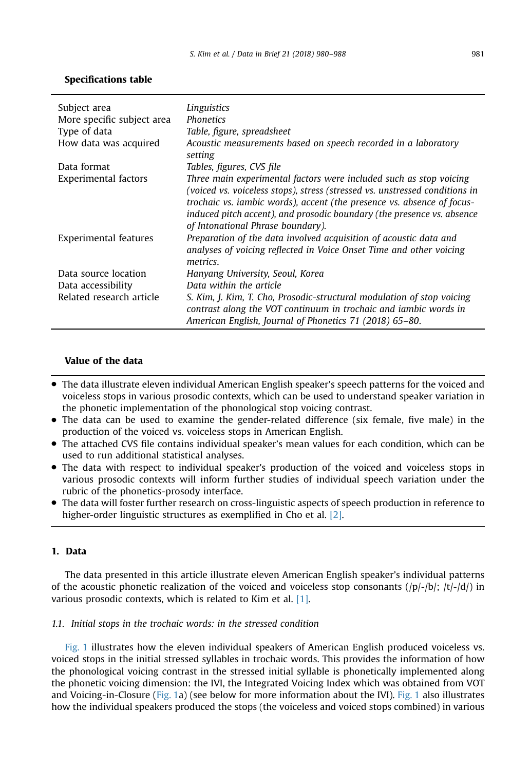**Specifications table**

| | |
|---|---|
| Subject area | *Linguistics* |
| More specific subject area | *Phonetics* |
| Type of data | *Table, figure, spreadsheet* |
| How data was acquired | *Acoustic measurements based on speech recorded in a laboratory setting* |
| Data format | *Tables, figures, CVS file* |
| Experimental factors | *Three main experimental factors were included such as stop voicing (voiced vs. voiceless stops), stress (stressed vs. unstressed conditions in trochaic vs. iambic words), accent (the presence vs. absence of focus-induced pitch accent), and prosodic boundary (the presence vs. absence of Intonational Phrase boundary).* |
| Experimental features | *Preparation of the data involved acquisition of acoustic data and analyses of voicing reflected in Voice Onset Time and other voicing metrics.* |
| Data source location | *Hanyang University, Seoul, Korea* |
| Data accessibility | *Data within the article* |
| Related research article | *S. Kim, J. Kim, T. Cho, Prosodic-structural modulation of stop voicing contrast along the VOT continuum in trochaic and iambic words in American English, Journal of Phonetics 71 (2018) 65–80.* |

**Value of the data**

- The data illustrate eleven individual American English speaker's speech patterns for the voiced and voiceless stops in various prosodic contexts, which can be used to understand speaker variation in the phonetic implementation of the phonological stop voicing contrast.
- The data can be used to examine the gender-related difference (six female, five male) in the production of the voiced vs. voiceless stops in American English.
- The attached CVS file contains individual speaker's mean values for each condition, which can be used to run additional statistical analyses.
- The data with respect to individual speaker's production of the voiced and voiceless stops in various prosodic contexts will inform further studies of individual speech variation under the rubric of the phonetics-prosody interface.
- The data will foster further research on cross-linguistic aspects of speech production in reference to higher-order linguistic structures as exemplified in Cho et al. [2].

## 1. Data

The data presented in this article illustrate eleven American English speaker's individual patterns of the acoustic phonetic realization of the voiced and voiceless stop consonants (/p/-/b/; /t/-/d/) in various prosodic contexts, which is related to Kim et al. [1].

### 1.1. Initial stops in the trochaic words: in the stressed condition

Fig. 1 illustrates how the eleven individual speakers of American English produced voiceless vs. voiced stops in the initial stressed syllables in trochaic words. This provides the information of how the phonological voicing contrast in the stressed initial syllable is phonetically implemented along the phonetic voicing dimension: the IVI, the Integrated Voicing Index which was obtained from VOT and Voicing-in-Closure (Fig. 1a) (see below for more information about the IVI). Fig. 1 also illustrates how the individual speakers produced the stops (the voiceless and voiced stops combined) in various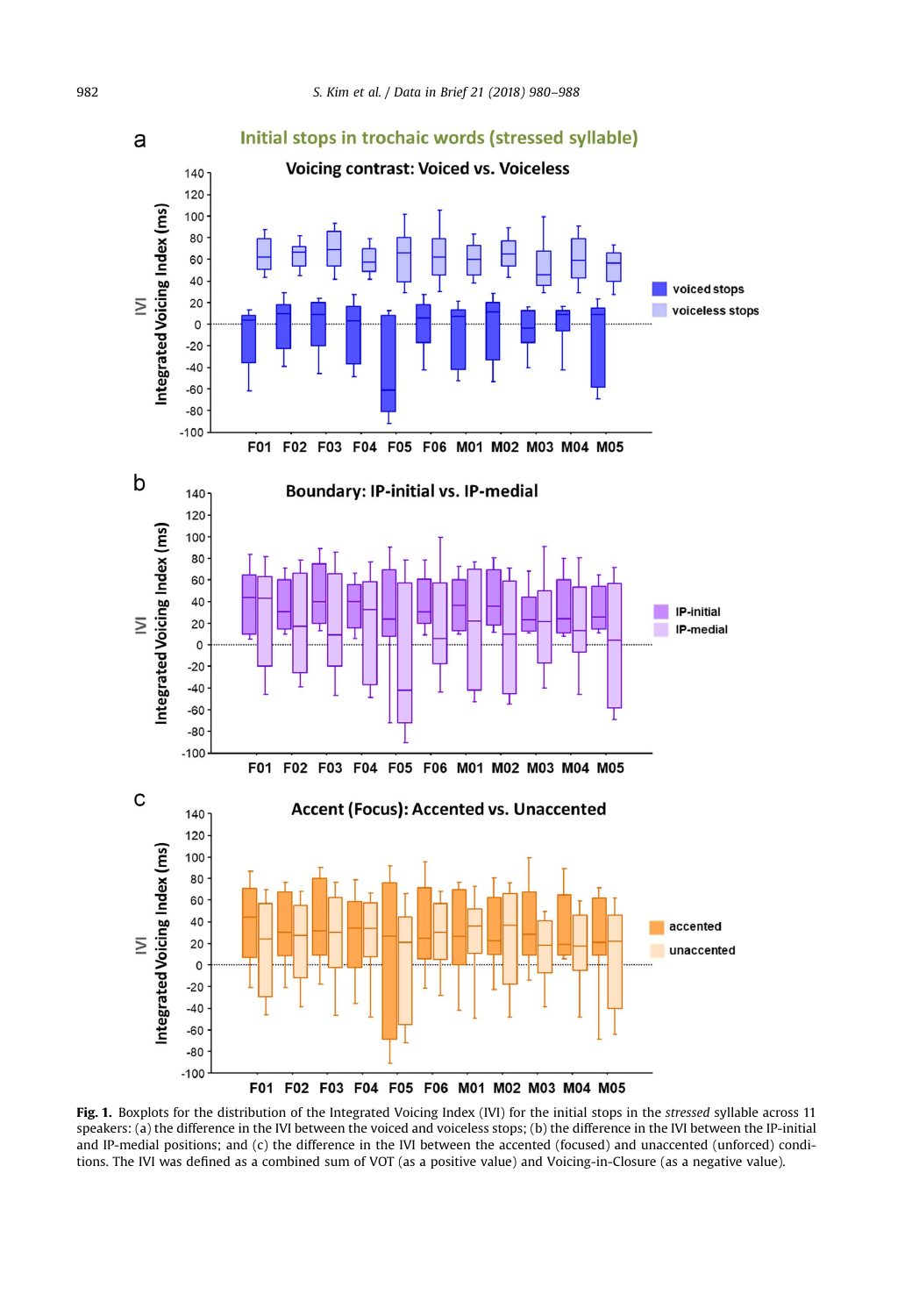**Fig. 1.** Boxplots for the distribution of the Integrated Voicing Index (IVI) for the initial stops in the *stressed* syllable across 11 speakers: (a) the difference in the IVI between the voiced and voiceless stops; (b) the difference in the IVI between the IP-initial and IP-medial positions; and (c) the difference in the IVI between the accented (focused) and unaccented (unforced) conditions. The IVI was defined as a combined sum of VOT (as a positive value) and Voicing-in-Closure (as a negative value).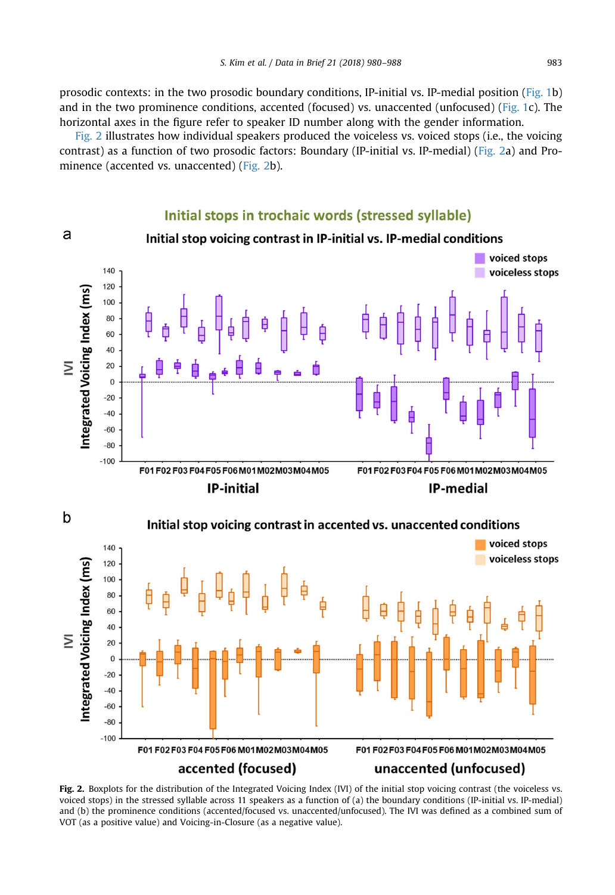prosodic contexts: in the two prosodic boundary conditions, IP-initial vs. IP-medial position (Fig. 1b) and in the two prominence conditions, accented (focused) vs. unaccented (unfocused) (Fig. 1c). The horizontal axes in the figure refer to speaker ID number along with the gender information.

Fig. 2 illustrates how individual speakers produced the voiceless vs. voiced stops (i.e., the voicing contrast) as a function of two prosodic factors: Boundary (IP-initial vs. IP-medial) (Fig. 2a) and Prominence (accented vs. unaccented) (Fig. 2b).

**Fig. 2.** Boxplots for the distribution of the Integrated Voicing Index (IVI) of the initial stop voicing contrast (the voiceless vs. voiced stops) in the stressed syllable across 11 speakers as a function of (a) the boundary conditions (IP-initial vs. IP-medial) and (b) the prominence conditions (accented/focused vs. unaccented/unfocused). The IVI was defined as a combined sum of VOT (as a positive value) and Voicing-in-Closure (as a negative value).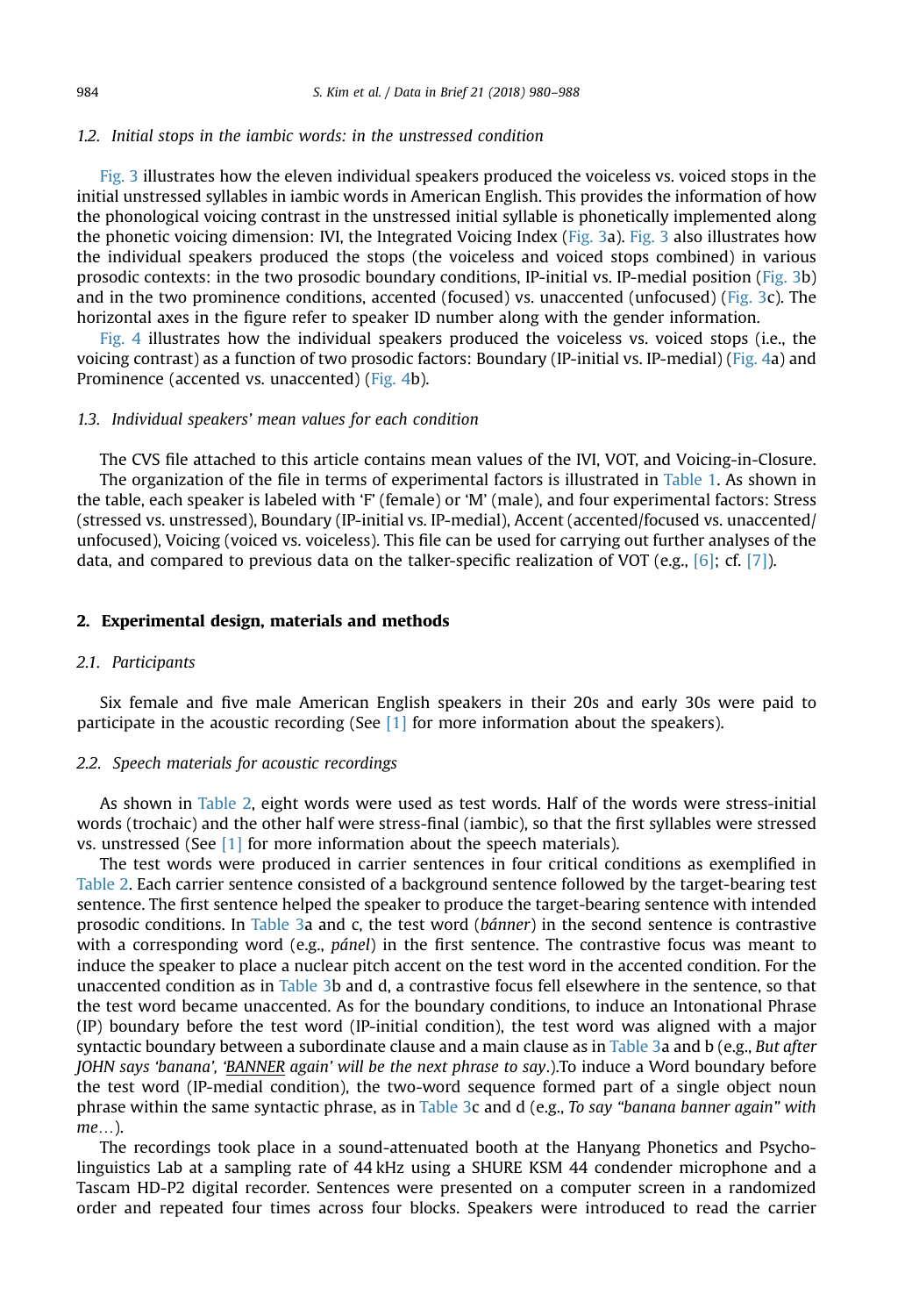### 1.2. Initial stops in the iambic words: in the unstressed condition

Fig. 3 illustrates how the eleven individual speakers produced the voiceless vs. voiced stops in the initial unstressed syllables in iambic words in American English. This provides the information of how the phonological voicing contrast in the unstressed initial syllable is phonetically implemented along the phonetic voicing dimension: IVI, the Integrated Voicing Index (Fig. 3a). Fig. 3 also illustrates how the individual speakers produced the stops (the voiceless and voiced stops combined) in various prosodic contexts: in the two prosodic boundary conditions, IP-initial vs. IP-medial position (Fig. 3b) and in the two prominence conditions, accented (focused) vs. unaccented (unfocused) (Fig. 3c). The horizontal axes in the figure refer to speaker ID number along with the gender information.

Fig. 4 illustrates how the individual speakers produced the voiceless vs. voiced stops (i.e., the voicing contrast) as a function of two prosodic factors: Boundary (IP-initial vs. IP-medial) (Fig. 4a) and Prominence (accented vs. unaccented) (Fig. 4b).

### 1.3. Individual speakers' mean values for each condition

The CVS file attached to this article contains mean values of the IVI, VOT, and Voicing-in-Closure.

The organization of the file in terms of experimental factors is illustrated in Table 1. As shown in the table, each speaker is labeled with 'F' (female) or 'M' (male), and four experimental factors: Stress (stressed vs. unstressed), Boundary (IP-initial vs. IP-medial), Accent (accented/focused vs. unaccented/unfocused), Voicing (voiced vs. voiceless). This file can be used for carrying out further analyses of the data, and compared to previous data on the talker-specific realization of VOT (e.g., [6]; cf. [7]).

## 2. Experimental design, materials and methods

### 2.1. Participants

Six female and five male American English speakers in their 20s and early 30s were paid to participate in the acoustic recording (See [1] for more information about the speakers).

### 2.2. Speech materials for acoustic recordings

As shown in Table 2, eight words were used as test words. Half of the words were stress-initial words (trochaic) and the other half were stress-final (iambic), so that the first syllables were stressed vs. unstressed (See [1] for more information about the speech materials).

The test words were produced in carrier sentences in four critical conditions as exemplified in Table 2. Each carrier sentence consisted of a background sentence followed by the target-bearing test sentence. The first sentence helped the speaker to produce the target-bearing sentence with intended prosodic conditions. In Table 3a and c, the test word (*bánner*) in the second sentence is contrastive with a corresponding word (e.g., *pánel*) in the first sentence. The contrastive focus was meant to induce the speaker to place a nuclear pitch accent on the test word in the accented condition. For the unaccented condition as in Table 3b and d, a contrastive focus fell elsewhere in the sentence, so that the test word became unaccented. As for the boundary conditions, to induce an Intonational Phrase (IP) boundary before the test word (IP-initial condition), the test word was aligned with a major syntactic boundary between a subordinate clause and a main clause as in Table 3a and b (e.g., *But after JOHN says 'banana', '<u>BANNER</u> again' will be the next phrase to say*.).To induce a Word boundary before the test word (IP-medial condition), the two-word sequence formed part of a single object noun phrase within the same syntactic phrase, as in Table 3c and d (e.g., *To say "banana banner again" with me*…).

The recordings took place in a sound-attenuated booth at the Hanyang Phonetics and Psycholinguistics Lab at a sampling rate of 44 kHz using a SHURE KSM 44 condenser microphone and a Tascam HD-P2 digital recorder. Sentences were presented on a computer screen in a randomized order and repeated four times across four blocks. Speakers were introduced to read the carrier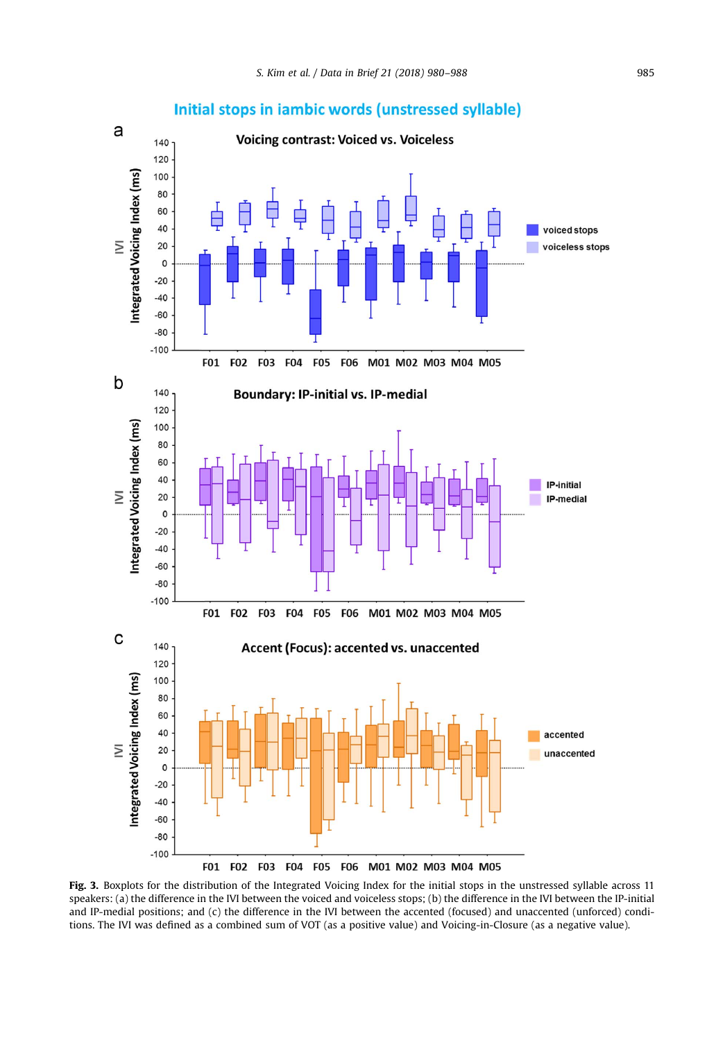**Fig. 3.** Boxplots for the distribution of the Integrated Voicing Index for the initial stops in the unstressed syllable across 11 speakers: (a) the difference in the IVI between the voiced and voiceless stops; (b) the difference in the IVI between the IP-initial and IP-medial positions; and (c) the difference in the IVI between the accented (focused) and unaccented (unforced) conditions. The IVI was defined as a combined sum of VOT (as a positive value) and Voicing-in-Closure (as a negative value).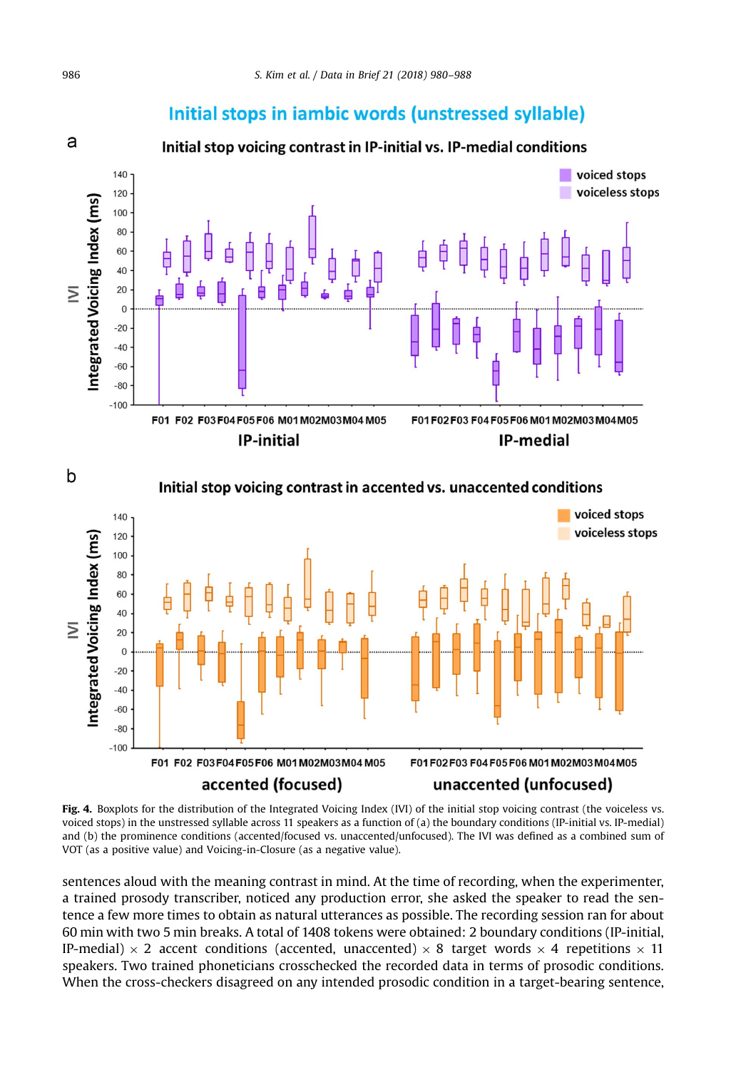**Fig. 4.** Boxplots for the distribution of the Integrated Voicing Index (IVI) of the initial stop voicing contrast (the voiceless vs. voiced stops) in the unstressed syllable across 11 speakers as a function of (a) the boundary conditions (IP-initial vs. IP-medial) and (b) the prominence conditions (accented/focused vs. unaccented/unfocused). The IVI was defined as a combined sum of VOT (as a positive value) and Voicing-in-Closure (as a negative value).

sentences aloud with the meaning contrast in mind. At the time of recording, when the experimenter, a trained prosody transcriber, noticed any production error, she asked the speaker to read the sentence a few more times to obtain as natural utterances as possible. The recording session ran for about 60 min with two 5 min breaks. A total of 1408 tokens were obtained: 2 boundary conditions (IP-initial, IP-medial) × 2 accent conditions (accented, unaccented) × 8 target words × 4 repetitions × 11 speakers. Two trained phoneticians crosschecked the recorded data in terms of prosodic conditions. When the cross-checkers disagreed on any intended prosodic condition in a target-bearing sentence,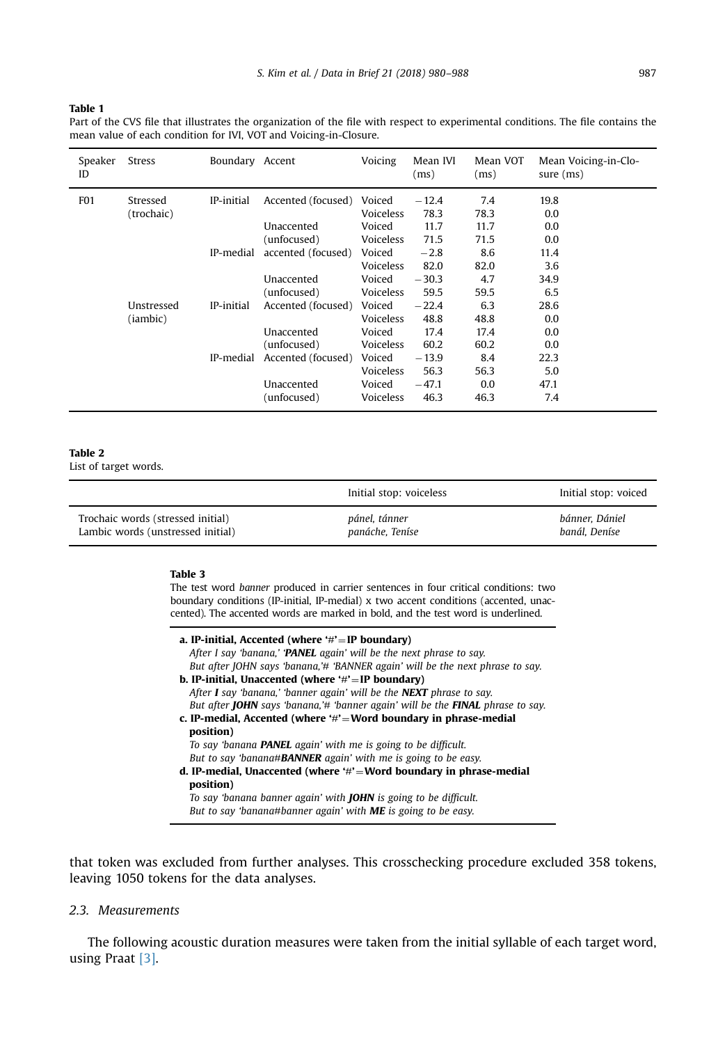**Table 1**
Part of the CVS file that illustrates the organization of the file with respect to experimental conditions. The file contains the mean value of each condition for IVI, VOT and Voicing-in-Closure.

| Speaker ID | Stress | Boundary | Accent | Voicing | Mean IVI (ms) | Mean VOT (ms) | Mean Voicing-in-Closure (ms) |
|---|---|---|---|---|---|---|---|
| F01 | Stressed (trochaic) | IP-initial | Accented (focused) | Voiced | −12.4 | 7.4 | 19.8 |
| | | | | Voiceless | 78.3 | 78.3 | 0.0 |
| | | | Unaccented (unfocused) | Voiced | 11.7 | 11.7 | 0.0 |
| | | | | Voiceless | 71.5 | 71.5 | 0.0 |
| | | IP-medial | accented (focused) | Voiced | −2.8 | 8.6 | 11.4 |
| | | | | Voiceless | 82.0 | 82.0 | 3.6 |
| | | | Unaccented (unfocused) | Voiced | −30.3 | 4.7 | 34.9 |
| | | | | Voiceless | 59.5 | 59.5 | 6.5 |
| | Unstressed (iambic) | IP-initial | Accented (focused) | Voiced | −22.4 | 6.3 | 28.6 |
| | | | | Voiceless | 48.8 | 48.8 | 0.0 |
| | | | Unaccented (unfocused) | Voiced | 17.4 | 17.4 | 0.0 |
| | | | | Voiceless | 60.2 | 60.2 | 0.0 |
| | | IP-medial | Accented (focused) | Voiced | −13.9 | 8.4 | 22.3 |
| | | | | Voiceless | 56.3 | 56.3 | 5.0 |
| | | | Unaccented (unfocused) | Voiced | −47.1 | 0.0 | 47.1 |
| | | | | Voiceless | 46.3 | 46.3 | 7.4 |

**Table 2**
List of target words.

| | Initial stop: voiceless | Initial stop: voiced |
|---|---|---|
| Trochaic words (stressed initial) | *pánel, tánner* | *bánner, Dániel* |
| Lambic words (unstressed initial) | *panáche, Teníse* | *banál, Deníse* |

**Table 3**
The test word *banner* produced in carrier sentences in four critical conditions: two boundary conditions (IP-initial, IP-medial) x two accent conditions (accented, unaccented). The accented words are marked in bold, and the test word is underlined.

**a. IP-initial, Accented (where '#'=IP boundary)**
*After I say 'banana,' '**PANEL** again' will be the next phrase to say.*
*But after JOHN says 'banana,'# 'BANNER again' will be the next phrase to say.*

**b. IP-initial, Unaccented (where '#'=IP boundary)**
*After **I** say 'banana,' 'banner again' will be the **NEXT** phrase to say.*
*But after **JOHN** says 'banana,'# 'banner again' will be the **FINAL** phrase to say.*

**c. IP-medial, Accented (where '#'=Word boundary in phrase-medial position)**
*To say 'banana **PANEL** again' with me is going to be difficult.*
*But to say 'banana#**BANNER** again' with me is going to be easy.*

**d. IP-medial, Unaccented (where '#'=Word boundary in phrase-medial position)**
*To say 'banana banner again' with **JOHN** is going to be difficult.*
*But to say 'banana#banner again' with **ME** is going to be easy.*

that token was excluded from further analyses. This crosschecking procedure excluded 358 tokens, leaving 1050 tokens for the data analyses.

### 2.3. Measurements

The following acoustic duration measures were taken from the initial syllable of each target word, using Praat [3].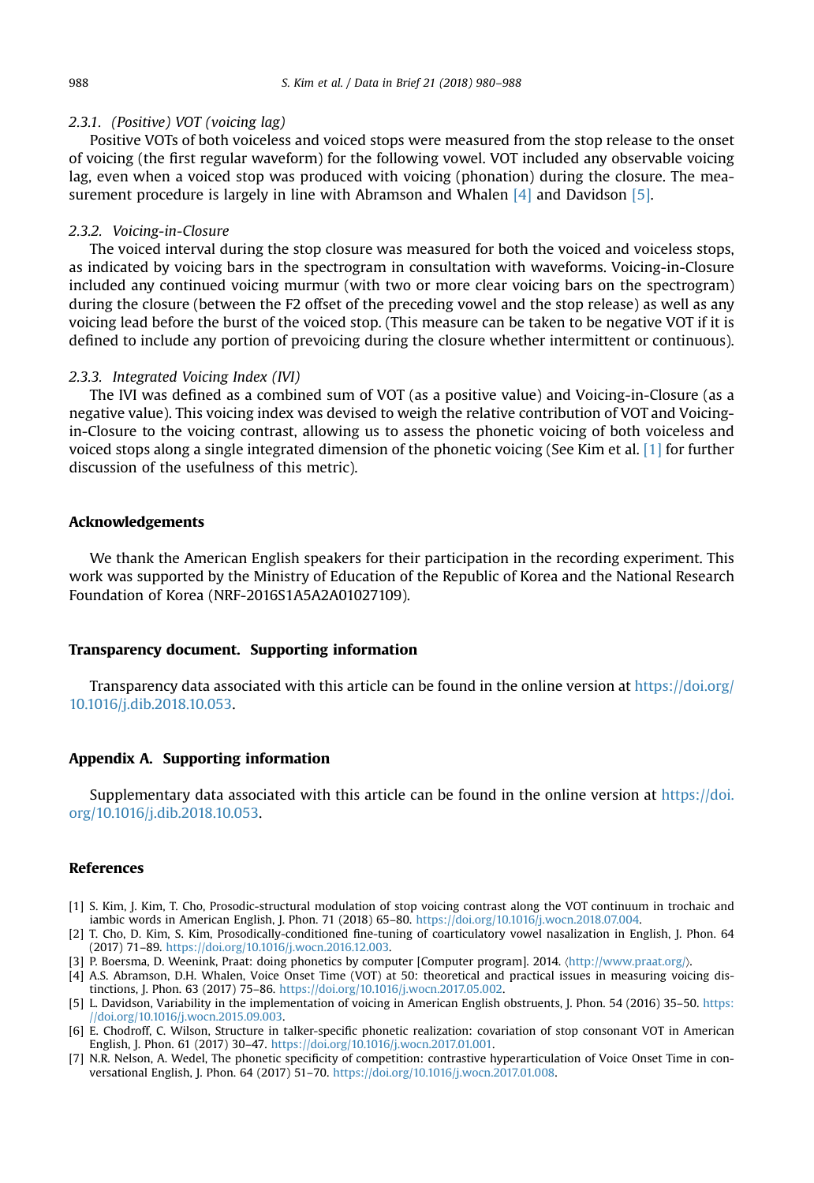### 2.3.1. (Positive) VOT (voicing lag)

Positive VOTs of both voiceless and voiced stops were measured from the stop release to the onset of voicing (the first regular waveform) for the following vowel. VOT included any observable voicing lag, even when a voiced stop was produced with voicing (phonation) during the closure. The measurement procedure is largely in line with Abramson and Whalen [4] and Davidson [5].

### 2.3.2. Voicing-in-Closure

The voiced interval during the stop closure was measured for both the voiced and voiceless stops, as indicated by voicing bars in the spectrogram in consultation with waveforms. Voicing-in-Closure included any continued voicing murmur (with two or more clear voicing bars on the spectrogram) during the closure (between the F2 offset of the preceding vowel and the stop release) as well as any voicing lead before the burst of the voiced stop. (This measure can be taken to be negative VOT if it is defined to include any portion of prevoicing during the closure whether intermittent or continuous).

### 2.3.3. Integrated Voicing Index (IVI)

The IVI was defined as a combined sum of VOT (as a positive value) and Voicing-in-Closure (as a negative value). This voicing index was devised to weigh the relative contribution of VOT and Voicing-in-Closure to the voicing contrast, allowing us to assess the phonetic voicing of both voiceless and voiced stops along a single integrated dimension of the phonetic voicing (See Kim et al. [1] for further discussion of the usefulness of this metric).

## Acknowledgements

We thank the American English speakers for their participation in the recording experiment. This work was supported by the Ministry of Education of the Republic of Korea and the National Research Foundation of Korea (NRF-2016S1A5A2A01027109).

## Transparency document. Supporting information

Transparency data associated with this article can be found in the online version at https://doi.org/10.1016/j.dib.2018.10.053.

## Appendix A. Supporting information

Supplementary data associated with this article can be found in the online version at https://doi.org/10.1016/j.dib.2018.10.053.

## References

[1] S. Kim, J. Kim, T. Cho, Prosodic-structural modulation of stop voicing contrast along the VOT continuum in trochaic and iambic words in American English, J. Phon. 71 (2018) 65–80. https://doi.org/10.1016/j.wocn.2018.07.004.

[2] T. Cho, D. Kim, S. Kim, Prosodically-conditioned fine-tuning of coarticulatory vowel nasalization in English, J. Phon. 64 (2017) 71–89. https://doi.org/10.1016/j.wocn.2016.12.003.

[3] P. Boersma, D. Weenink, Praat: doing phonetics by computer [Computer program]. 2014. ⟨http://www.praat.org/⟩.

[4] A.S. Abramson, D.H. Whalen, Voice Onset Time (VOT) at 50: theoretical and practical issues in measuring voicing distinctions, J. Phon. 63 (2017) 75–86. https://doi.org/10.1016/j.wocn.2017.05.002.

[5] L. Davidson, Variability in the implementation of voicing in American English obstruents, J. Phon. 54 (2016) 35–50. https://doi.org/10.1016/j.wocn.2015.09.003.

[6] E. Chodroff, C. Wilson, Structure in talker-specific phonetic realization: covariation of stop consonant VOT in American English, J. Phon. 61 (2017) 30–47. https://doi.org/10.1016/j.wocn.2017.01.001.

[7] N.R. Nelson, A. Wedel, The phonetic specificity of competition: contrastive hyperarticulation of Voice Onset Time in conversational English, J. Phon. 64 (2017) 51–70. https://doi.org/10.1016/j.wocn.2017.01.008.